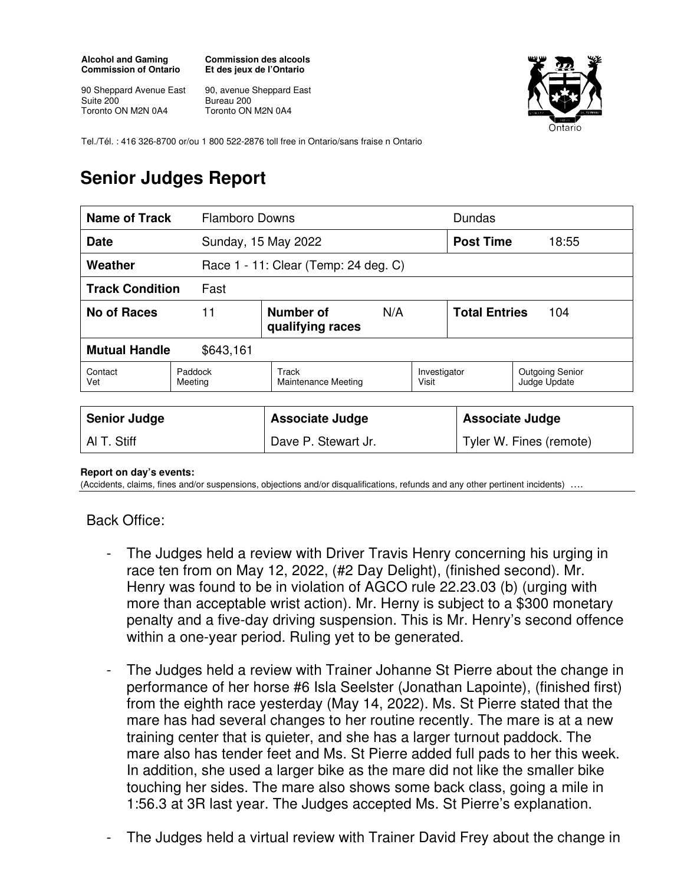**Alcohol and Gaming Commission of Ontario**

90 Sheppard Avenue East
Suite 200
Toronto ON M2N 0A4

**Commission des alcools Et des jeux de l'Ontario**

90, avenue Sheppard East
Bureau 200
Toronto ON M2N 0A4

Tel./Tél. : 416 326-8700 or/ou 1 800 522-2876 toll free in Ontario/sans fraise n Ontario

# Senior Judges Report

| | | | | | |
|---|---|---|---|---|---|
| **Name of Track** | Flamboro Downs | | | Dundas | |
| **Date** | Sunday, 15 May 2022 | | | **Post Time** | 18:55 |
| **Weather** | Race 1 - 11: Clear (Temp: 24 deg. C) | | | | |
| **Track Condition** | Fast | | | | |
| **No of Races** | 11 | **Number of qualifying races** | N/A | **Total Entries** | 104 |
| **Mutual Handle** | $643,161 | | | | |
| Contact Vet | Paddock Meeting | Track Maintenance Meeting | Investigator Visit | Outgoing Senior Judge Update | |

| **Senior Judge** | **Associate Judge** | **Associate Judge** |
|---|---|---|
| Al T. Stiff | Dave P. Stewart Jr. | Tyler W. Fines (remote) |

**Report on day's events:**
(Accidents, claims, fines and/or suspensions, objections and/or disqualifications, refunds and any other pertinent incidents) ….

Back Office:

- The Judges held a review with Driver Travis Henry concerning his urging in race ten from on May 12, 2022, (#2 Day Delight), (finished second). Mr. Henry was found to be in violation of AGCO rule 22.23.03 (b) (urging with more than acceptable wrist action). Mr. Herny is subject to a $300 monetary penalty and a five-day driving suspension. This is Mr. Henry's second offence within a one-year period. Ruling yet to be generated.

- The Judges held a review with Trainer Johanne St Pierre about the change in performance of her horse #6 Isla Seelster (Jonathan Lapointe), (finished first) from the eighth race yesterday (May 14, 2022). Ms. St Pierre stated that the mare has had several changes to her routine recently. The mare is at a new training center that is quieter, and she has a larger turnout paddock. The mare also has tender feet and Ms. St Pierre added full pads to her this week. In addition, she used a larger bike as the mare did not like the smaller bike touching her sides. The mare also shows some back class, going a mile in 1:56.3 at 3R last year. The Judges accepted Ms. St Pierre's explanation.

- The Judges held a virtual review with Trainer David Frey about the change in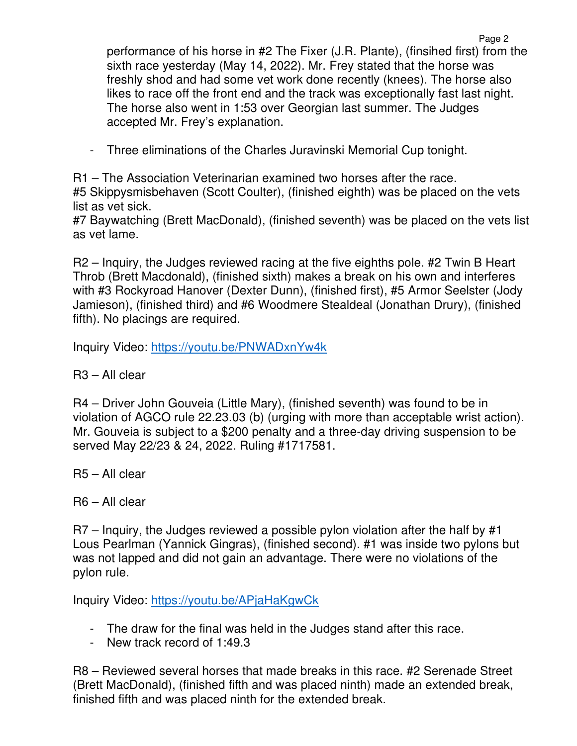performance of his horse in #2 The Fixer (J.R. Plante), (finsihed first) from the sixth race yesterday (May 14, 2022). Mr. Frey stated that the horse was freshly shod and had some vet work done recently (knees). The horse also likes to race off the front end and the track was exceptionally fast last night. The horse also went in 1:53 over Georgian last summer. The Judges accepted Mr. Frey's explanation.

- Three eliminations of the Charles Juravinski Memorial Cup tonight.

R1 – The Association Veterinarian examined two horses after the race.
#5 Skippysmisbehaven (Scott Coulter), (finished eighth) was be placed on the vets list as vet sick.
#7 Baywatching (Brett MacDonald), (finished seventh) was be placed on the vets list as vet lame.

R2 – Inquiry, the Judges reviewed racing at the five eighths pole. #2 Twin B Heart Throb (Brett Macdonald), (finished sixth) makes a break on his own and interferes with #3 Rockyroad Hanover (Dexter Dunn), (finished first), #5 Armor Seelster (Jody Jamieson), (finished third) and #6 Woodmere Stealdeal (Jonathan Drury), (finished fifth). No placings are required.

Inquiry Video: https://youtu.be/PNWADxnYw4k

R3 – All clear

R4 – Driver John Gouveia (Little Mary), (finished seventh) was found to be in violation of AGCO rule 22.23.03 (b) (urging with more than acceptable wrist action). Mr. Gouveia is subject to a $200 penalty and a three-day driving suspension to be served May 22/23 & 24, 2022. Ruling #1717581.

R5 – All clear

R6 – All clear

R7 – Inquiry, the Judges reviewed a possible pylon violation after the half by #1 Lous Pearlman (Yannick Gingras), (finished second). #1 was inside two pylons but was not lapped and did not gain an advantage. There were no violations of the pylon rule.

Inquiry Video: https://youtu.be/APjaHaKgwCk

- The draw for the final was held in the Judges stand after this race.
- New track record of 1:49.3

R8 – Reviewed several horses that made breaks in this race. #2 Serenade Street (Brett MacDonald), (finished fifth and was placed ninth) made an extended break, finished fifth and was placed ninth for the extended break.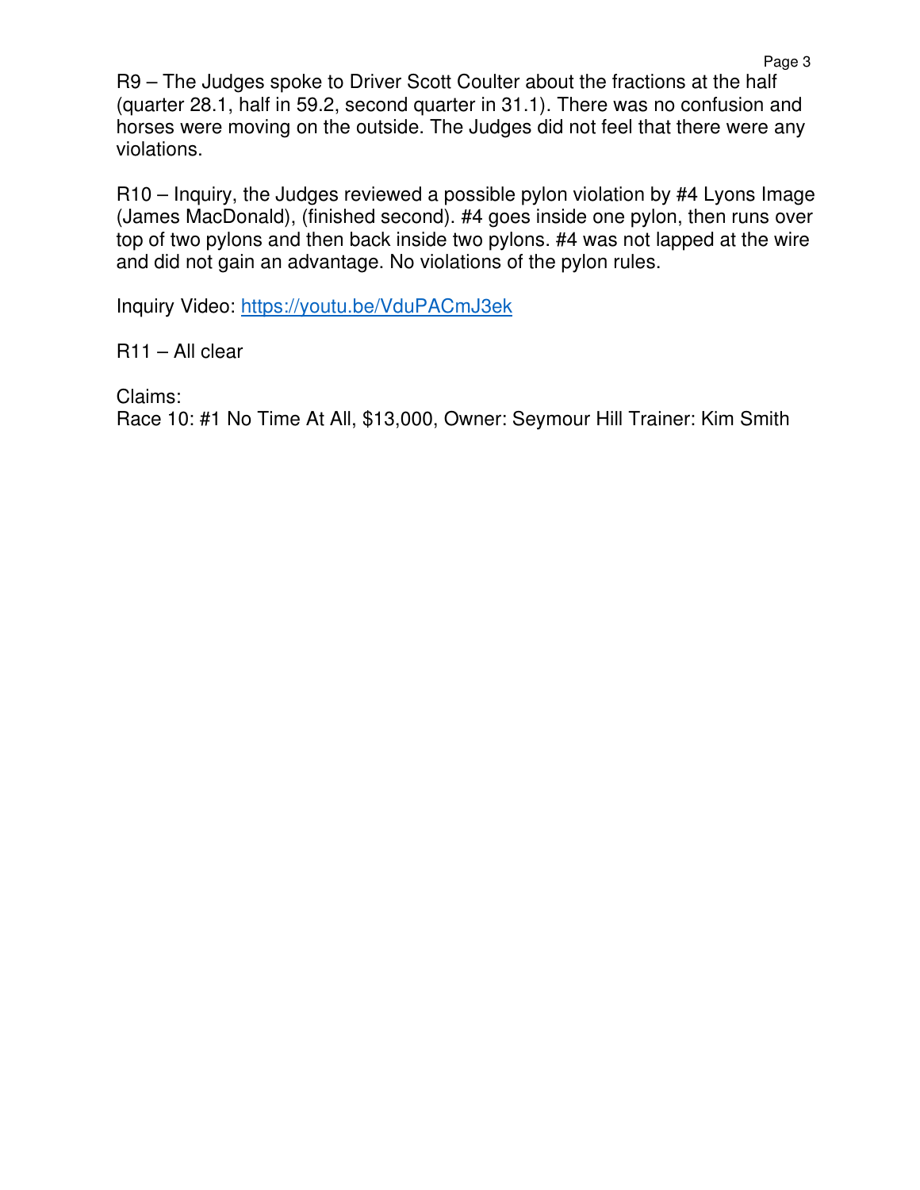R9 – The Judges spoke to Driver Scott Coulter about the fractions at the half (quarter 28.1, half in 59.2, second quarter in 31.1). There was no confusion and horses were moving on the outside. The Judges did not feel that there were any violations.

R10 – Inquiry, the Judges reviewed a possible pylon violation by #4 Lyons Image (James MacDonald), (finished second). #4 goes inside one pylon, then runs over top of two pylons and then back inside two pylons. #4 was not lapped at the wire and did not gain an advantage. No violations of the pylon rules.

Inquiry Video: https://youtu.be/VduPACmJ3ek

R11 – All clear

Claims:
Race 10: #1 No Time At All, $13,000, Owner: Seymour Hill Trainer: Kim Smith